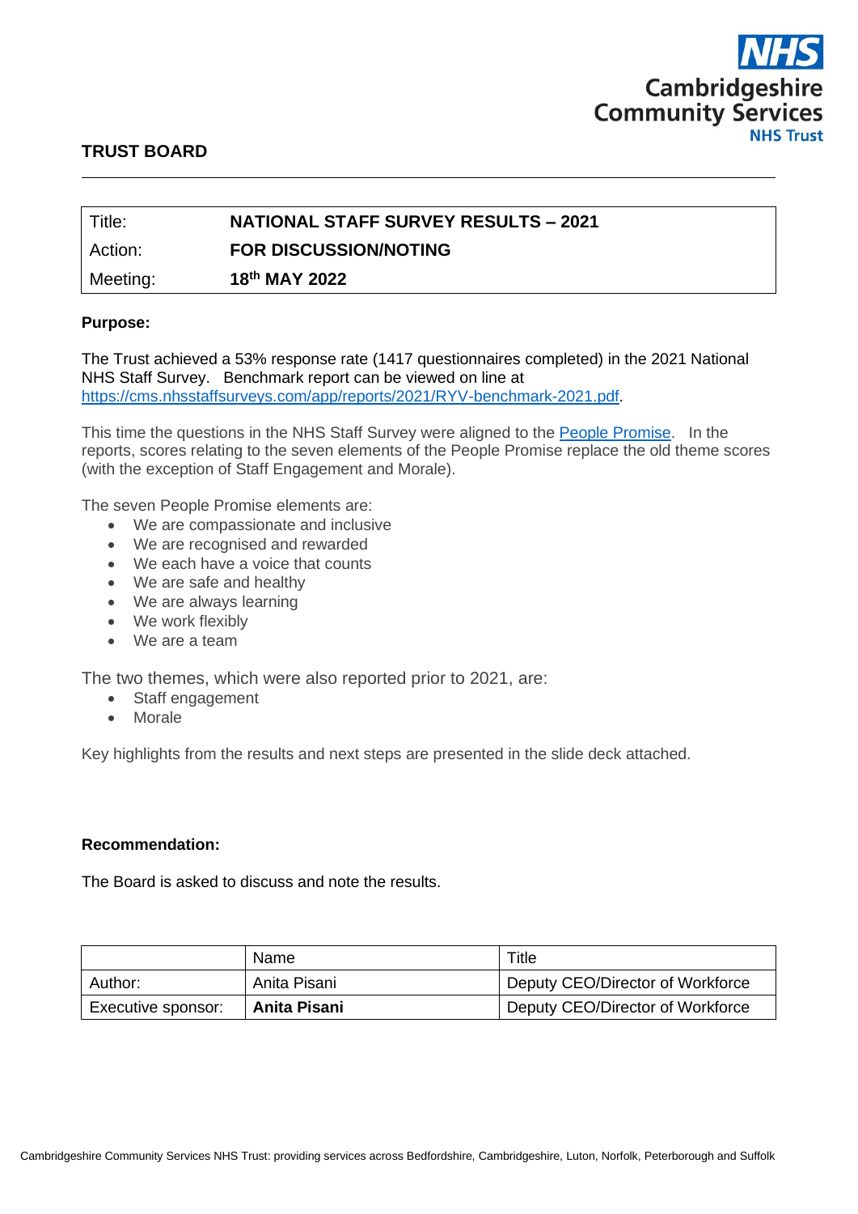NHS Cambridgeshire Community Services NHS Trust

## TRUST BOARD

| Title: | **NATIONAL STAFF SURVEY RESULTS – 2021** |
|---|---|
| Action: | **FOR DISCUSSION/NOTING** |
| Meeting: | **18th MAY 2022** |

**Purpose:**

The Trust achieved a 53% response rate (1417 questionnaires completed) in the 2021 National NHS Staff Survey. Benchmark report can be viewed on line at https://cms.nhsstaffsurveys.com/app/reports/2021/RYV-benchmark-2021.pdf.

This time the questions in the NHS Staff Survey were aligned to the People Promise. In the reports, scores relating to the seven elements of the People Promise replace the old theme scores (with the exception of Staff Engagement and Morale).

The seven People Promise elements are:

- We are compassionate and inclusive
- We are recognised and rewarded
- We each have a voice that counts
- We are safe and healthy
- We are always learning
- We work flexibly
- We are a team

The two themes, which were also reported prior to 2021, are:

- Staff engagement
- Morale

Key highlights from the results and next steps are presented in the slide deck attached.

**Recommendation:**

The Board is asked to discuss and note the results.

| | Name | Title |
|---|---|---|
| Author: | Anita Pisani | Deputy CEO/Director of Workforce |
| Executive sponsor: | **Anita Pisani** | Deputy CEO/Director of Workforce |

Cambridgeshire Community Services NHS Trust: providing services across Bedfordshire, Cambridgeshire, Luton, Norfolk, Peterborough and Suffolk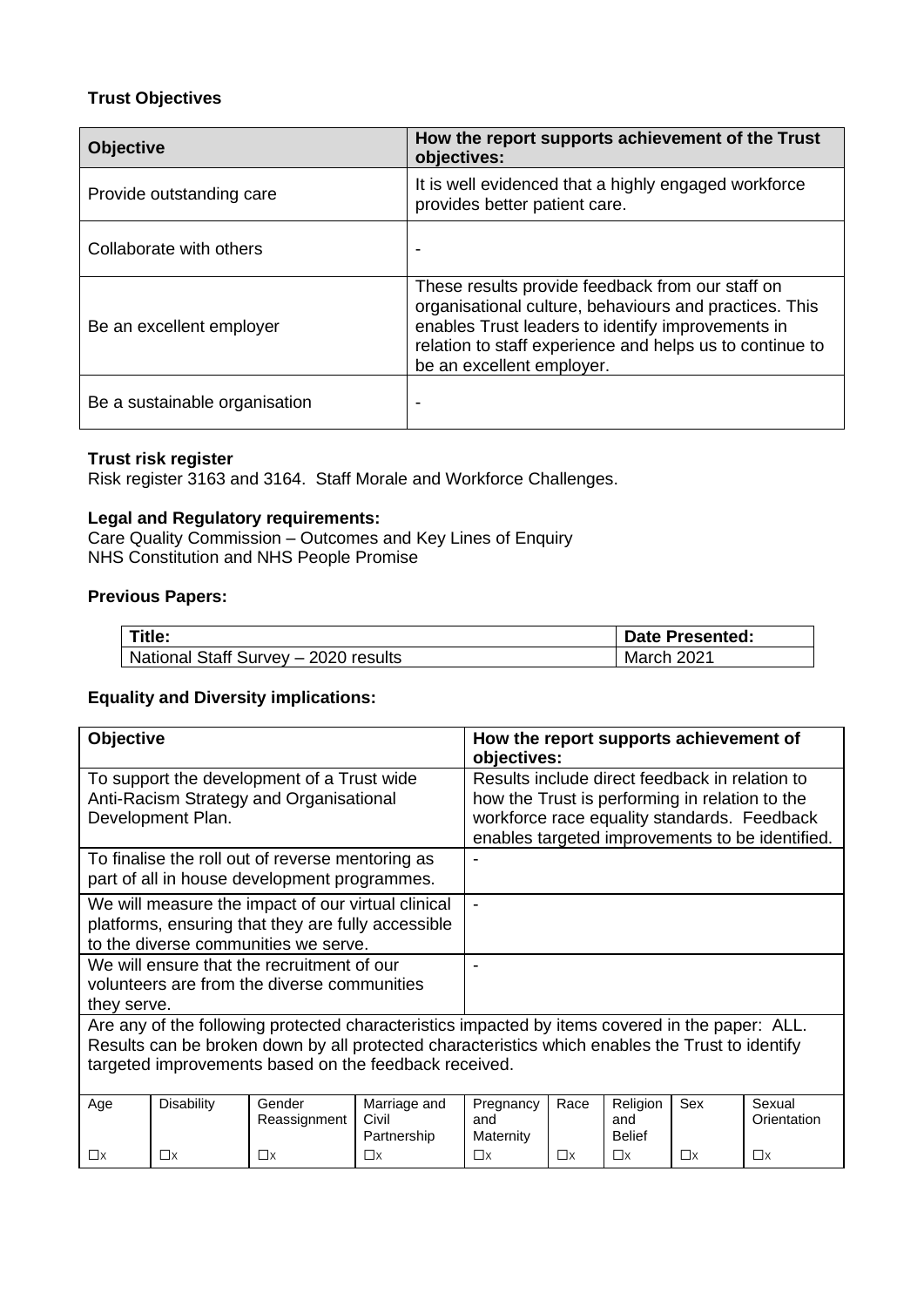**Trust Objectives**

| Objective | How the report supports achievement of the Trust objectives: |
|---|---|
| Provide outstanding care | It is well evidenced that a highly engaged workforce provides better patient care. |
| Collaborate with others | - |
| Be an excellent employer | These results provide feedback from our staff on organisational culture, behaviours and practices. This enables Trust leaders to identify improvements in relation to staff experience and helps us to continue to be an excellent employer. |
| Be a sustainable organisation | - |

**Trust risk register**
Risk register 3163 and 3164. Staff Morale and Workforce Challenges.

**Legal and Regulatory requirements:**
Care Quality Commission – Outcomes and Key Lines of Enquiry
NHS Constitution and NHS People Promise

**Previous Papers:**

| Title: | Date Presented: |
|---|---|
| National Staff Survey – 2020 results | March 2021 |

**Equality and Diversity implications:**

| Objective | How the report supports achievement of objectives: |
|---|---|
| To support the development of a Trust wide Anti-Racism Strategy and Organisational Development Plan. | Results include direct feedback in relation to how the Trust is performing in relation to the workforce race equality standards. Feedback enables targeted improvements to be identified. |
| To finalise the roll out of reverse mentoring as part of all in house development programmes. | - |
| We will measure the impact of our virtual clinical platforms, ensuring that they are fully accessible to the diverse communities we serve. | - |
| We will ensure that the recruitment of our volunteers are from the diverse communities they serve. | - |

Are any of the following protected characteristics impacted by items covered in the paper: ALL. Results can be broken down by all protected characteristics which enables the Trust to identify targeted improvements based on the feedback received.

| Age | Disability | Gender Reassignment | Marriage and Civil Partnership | Pregnancy and Maternity | Race | Religion and Belief | Sex | Sexual Orientation |
|---|---|---|---|---|---|---|---|---|
| ☐x | ☐x | ☐x | ☐x | ☐x | ☐x | ☐x | ☐x | ☐x |